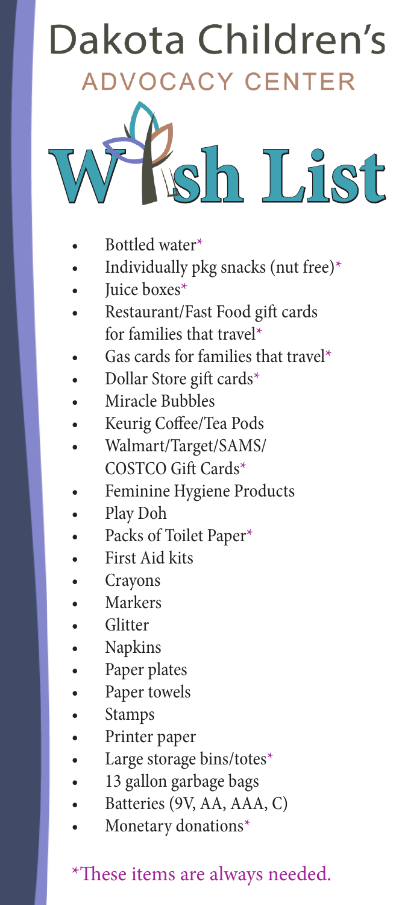# Dakota Children's

## ADVOCACY CENTER

# Wish List

- Bottled water*
- Individually pkg snacks (nut free)*
- Juice boxes*
- Restaurant/Fast Food gift cards for families that travel*
- Gas cards for families that travel*
- Dollar Store gift cards*
- Miracle Bubbles
- Keurig Coffee/Tea Pods
- Walmart/Target/SAMS/ COSTCO Gift Cards*
- Feminine Hygiene Products
- Play Doh
- Packs of Toilet Paper*
- First Aid kits
- Crayons
- Markers
- Glitter
- Napkins
- Paper plates
- Paper towels
- Stamps
- Printer paper
- Large storage bins/totes*
- 13 gallon garbage bags
- Batteries (9V, AA, AAA, C)
- Monetary donations*

*These items are always needed.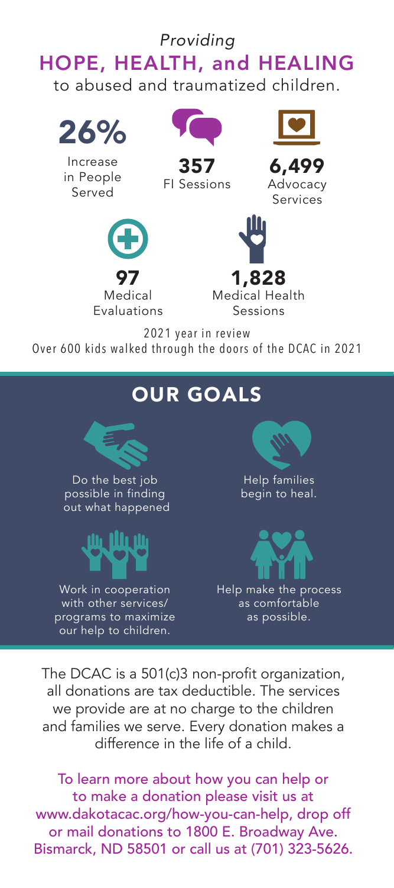*Providing*

# HOPE, HEALTH, and HEALING

to abused and traumatized children.

**26%**
Increase in People Served

**357**
FI Sessions

**6,499**
Advocacy Services

**97**
Medical Evaluations

**1,828**
Medical Health Sessions

2021 year in review

Over 600 kids walked through the doors of the DCAC in 2021

## OUR GOALS

Do the best job possible in finding out what happened

Help families begin to heal.

Work in cooperation with other services/ programs to maximize our help to children.

Help make the process as comfortable as possible.

The DCAC is a 501(c)3 non-profit organization, all donations are tax deductible. The services we provide are at no charge to the children and families we serve. Every donation makes a difference in the life of a child.

To learn more about how you can help or to make a donation please visit us at www.dakotacac.org/how-you-can-help, drop off or mail donations to 1800 E. Broadway Ave. Bismarck, ND 58501 or call us at (701) 323-5626.